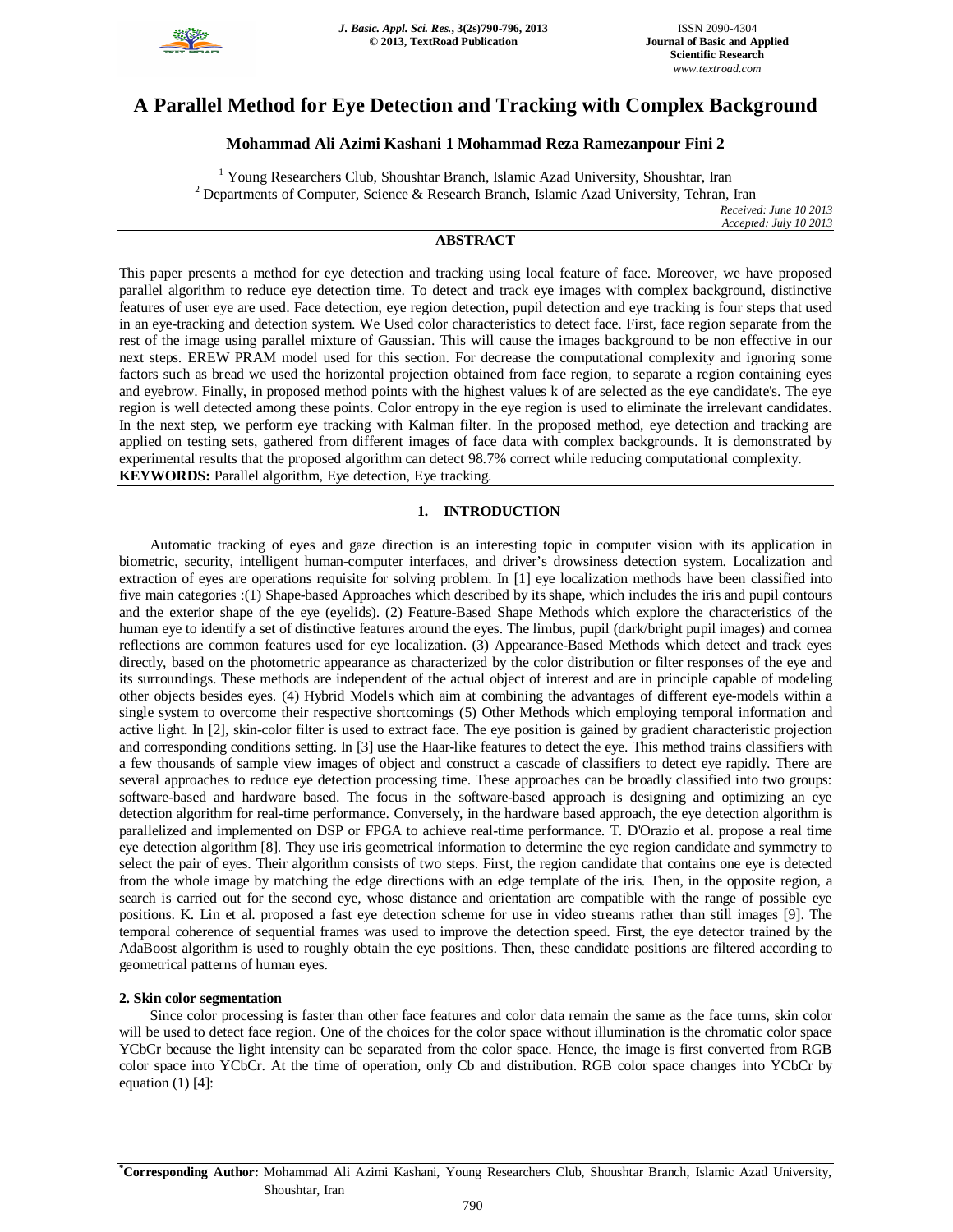# A Parallel Method for Eye Detection and Tracking with Complex Background

**Mohammad Ali Azimi Kashani 1 Mohammad Reza Ramezanpour Fini 2**

[1] Young Researchers Club, Shoushtar Branch, Islamic Azad University, Shoushtar, Iran
[2] Departments of Computer, Science & Research Branch, Islamic Azad University, Tehran, Iran

*Received: June 10 2013*
*Accepted: July 10 2013*

## ABSTRACT

This paper presents a method for eye detection and tracking using local feature of face. Moreover, we have proposed parallel algorithm to reduce eye detection time. To detect and track eye images with complex background, distinctive features of user eye are used. Face detection, eye region detection, pupil detection and eye tracking is four steps that used in an eye-tracking and detection system. We Used color characteristics to detect face. First, face region separate from the rest of the image using parallel mixture of Gaussian. This will cause the images background to be non effective in our next steps. EREW PRAM model used for this section. For decrease the computational complexity and ignoring some factors such as bread we used the horizontal projection obtained from face region, to separate a region containing eyes and eyebrow. Finally, in proposed method points with the highest values k of are selected as the eye candidate's. The eye region is well detected among these points. Color entropy in the eye region is used to eliminate the irrelevant candidates. In the next step, we perform eye tracking with Kalman filter. In the proposed method, eye detection and tracking are applied on testing sets, gathered from different images of face data with complex backgrounds. It is demonstrated by experimental results that the proposed algorithm can detect 98.7% correct while reducing computational complexity.

**KEYWORDS:** Parallel algorithm, Eye detection, Eye tracking.

## 1. INTRODUCTION

Automatic tracking of eyes and gaze direction is an interesting topic in computer vision with its application in biometric, security, intelligent human-computer interfaces, and driver's drowsiness detection system. Localization and extraction of eyes are operations requisite for solving problem. In [1] eye localization methods have been classified into five main categories :(1) Shape-based Approaches which described by its shape, which includes the iris and pupil contours and the exterior shape of the eye (eyelids). (2) Feature-Based Shape Methods which explore the characteristics of the human eye to identify a set of distinctive features around the eyes. The limbus, pupil (dark/bright pupil images) and cornea reflections are common features used for eye localization. (3) Appearance-Based Methods which detect and track eyes directly, based on the photometric appearance as characterized by the color distribution or filter responses of the eye and its surroundings. These methods are independent of the actual object of interest and are in principle capable of modeling other objects besides eyes. (4) Hybrid Models which aim at combining the advantages of different eye-models within a single system to overcome their respective shortcomings (5) Other Methods which employing temporal information and active light. In [2], skin-color filter is used to extract face. The eye position is gained by gradient characteristic projection and corresponding conditions setting. In [3] use the Haar-like features to detect the eye. This method trains classifiers with a few thousands of sample view images of object and construct a cascade of classifiers to detect eye rapidly. There are several approaches to reduce eye detection processing time. These approaches can be broadly classified into two groups: software-based and hardware based. The focus in the software-based approach is designing and optimizing an eye detection algorithm for real-time performance. Conversely, in the hardware based approach, the eye detection algorithm is parallelized and implemented on DSP or FPGA to achieve real-time performance. T. D'Orazio et al. propose a real time eye detection algorithm [8]. They use iris geometrical information to determine the eye region candidate and symmetry to select the pair of eyes. Their algorithm consists of two steps. First, the region candidate that contains one eye is detected from the whole image by matching the edge directions with an edge template of the iris. Then, in the opposite region, a search is carried out for the second eye, whose distance and orientation are compatible with the range of possible eye positions. K. Lin et al. proposed a fast eye detection scheme for use in video streams rather than still images [9]. The temporal coherence of sequential frames was used to improve the detection speed. First, the eye detector trained by the AdaBoost algorithm is used to roughly obtain the eye positions. Then, these candidate positions are filtered according to geometrical patterns of human eyes.

### 2. Skin color segmentation

Since color processing is faster than other face features and color data remain the same as the face turns, skin color will be used to detect face region. One of the choices for the color space without illumination is the chromatic color space YCbCr because the light intensity can be separated from the color space. Hence, the image is first converted from RGB color space into YCbCr. At the time of operation, only Cb and distribution. RGB color space changes into YCbCr by equation (1) [4]:

*Corresponding Author:* Mohammad Ali Azimi Kashani, Young Researchers Club, Shoushtar Branch, Islamic Azad University, Shoushtar, Iran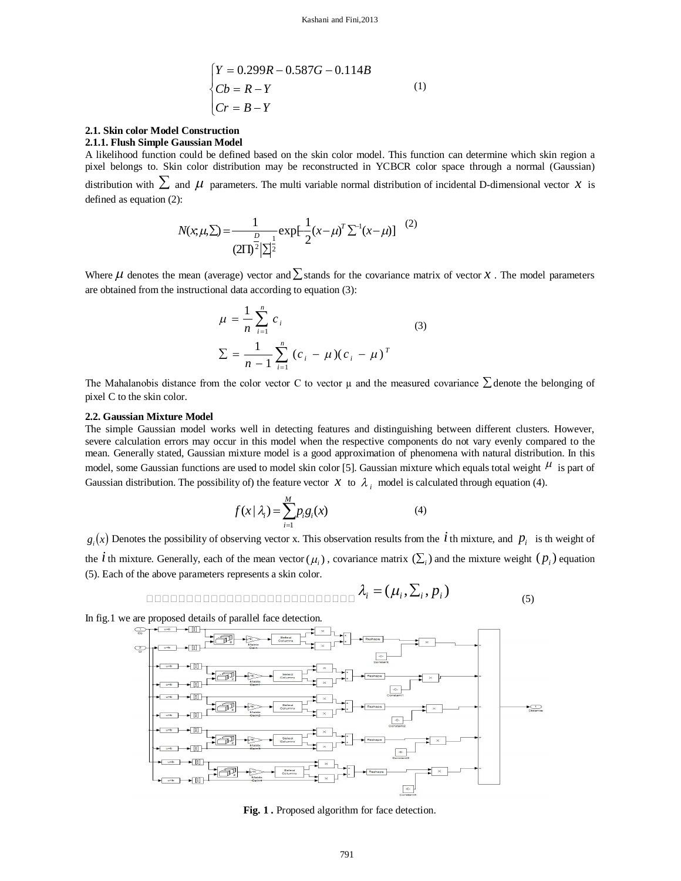$$\begin{cases} Y = 0.299R - 0.587G - 0.114B \\ Cb = R - Y \\ Cr = B - Y \end{cases} \quad (1)$$

### 2.1. Skin color Model Construction

#### 2.1.1. Flush Simple Gaussian Model

A likelihood function could be defined based on the skin color model. This function can determine which skin region a pixel belongs to. Skin color distribution may be reconstructed in YCBCR color space through a normal (Gaussian) distribution with $\sum$ and $\mu$ parameters. The multi variable normal distribution of incidental D-dimensional vector $x$ is defined as equation (2):

$$N(x;\mu,\Sigma) = \frac{1}{(2\Pi)^{\frac{D}{2}}|\Sigma|^{\frac{1}{2}}} \exp[-\frac{1}{2}(x-\mu)^T \Sigma^{-1}(x-\mu)] \quad (2)$$

Where $\mu$ denotes the mean (average) vector and $\sum$ stands for the covariance matrix of vector $x$. The model parameters are obtained from the instructional data according to equation (3):

$$\mu = \frac{1}{n}\sum_{i=1}^{n} c_i$$
$$\Sigma = \frac{1}{n-1}\sum_{i=1}^{n} (c_i - \mu)(c_i - \mu)^T \quad (3)$$

The Mahalanobis distance from the color vector C to vector μ and the measured covariance $\sum$ denote the belonging of pixel C to the skin color.

### 2.2. Gaussian Mixture Model

The simple Gaussian model works well in detecting features and distinguishing between different clusters. However, severe calculation errors may occur in this model when the respective components do not vary evenly compared to the mean. Generally stated, Gaussian mixture model is a good approximation of phenomena with natural distribution. In this model, some Gaussian functions are used to model skin color [5]. Gaussian mixture which equals total weight $\mu$ is part of Gaussian distribution. The possibility of) the feature vector $x$ to $\lambda_i$ model is calculated through equation (4).

$$f(x|\lambda_i) = \sum_{i=1}^{M} p_i g_i(x) \quad (4)$$

$g_i(x)$ Denotes the possibility of observing vector x. This observation results from the $i$ th mixture, and $p_i$ is th weight of the $i$ th mixture. Generally, each of the mean vector $(\mu_i)$, covariance matrix $(\Sigma_i)$ and the mixture weight $(p_i)$ equation (5). Each of the above parameters represents a skin color.

$$\lambda_i = (\mu_i, \Sigma_i, p_i) \quad (5)$$

In fig.1 we are proposed details of parallel face detection.

**Fig. 1 .** Proposed algorithm for face detection.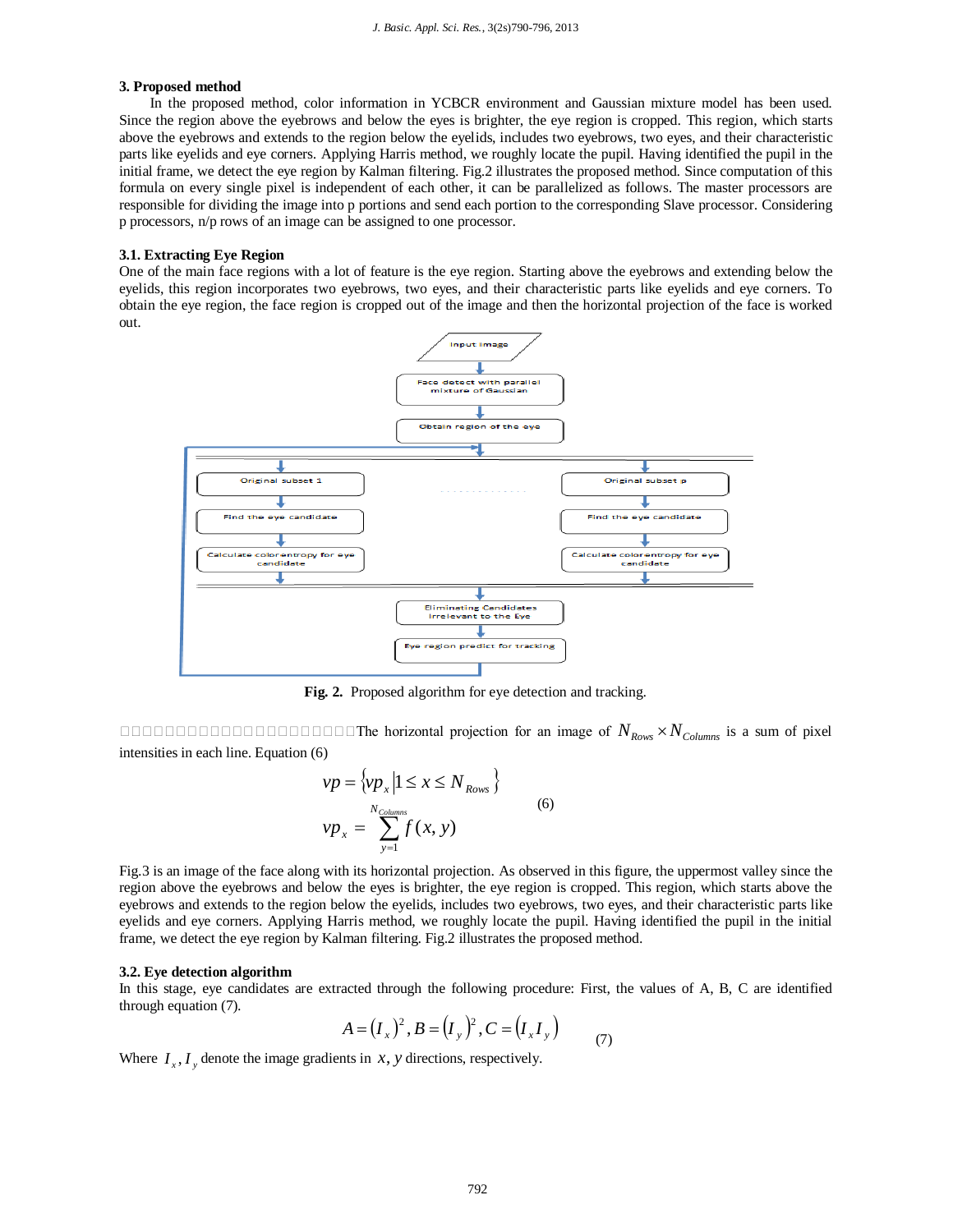### 3. Proposed method

In the proposed method, color information in YCBCR environment and Gaussian mixture model has been used. Since the region above the eyebrows and below the eyes is brighter, the eye region is cropped. This region, which starts above the eyebrows and extends to the region below the eyelids, includes two eyebrows, two eyes, and their characteristic parts like eyelids and eye corners. Applying Harris method, we roughly locate the pupil. Having identified the pupil in the initial frame, we detect the eye region by Kalman filtering. Fig.2 illustrates the proposed method. Since computation of this formula on every single pixel is independent of each other, it can be parallelized as follows. The master processors are responsible for dividing the image into p portions and send each portion to the corresponding Slave processor. Considering p processors, n/p rows of an image can be assigned to one processor.

#### 3.1. Extracting Eye Region

One of the main face regions with a lot of feature is the eye region. Starting above the eyebrows and extending below the eyelids, this region incorporates two eyebrows, two eyes, and their characteristic parts like eyelids and eye corners. To obtain the eye region, the face region is cropped out of the image and then the horizontal projection of the face is worked out.

**Fig. 2.** Proposed algorithm for eye detection and tracking.

The horizontal projection for an image of $N_{Rows} \times N_{Columns}$ is a sum of pixel intensities in each line. Equation (6)

$$vp = \{vp_x | 1 \leq x \leq N_{Rows}\}$$
$$vp_x = \sum_{y=1}^{N_{Columns}} f(x, y) \qquad (6)$$

Fig.3 is an image of the face along with its horizontal projection. As observed in this figure, the uppermost valley since the region above the eyebrows and below the eyes is brighter, the eye region is cropped. This region, which starts above the eyebrows and extends to the region below the eyelids, includes two eyebrows, two eyes, and their characteristic parts like eyelids and eye corners. Applying Harris method, we roughly locate the pupil. Having identified the pupil in the initial frame, we detect the eye region by Kalman filtering. Fig.2 illustrates the proposed method.

#### 3.2. Eye detection algorithm

In this stage, eye candidates are extracted through the following procedure: First, the values of A, B, C are identified through equation (7).

$$A = (I_x)^2, B = (I_y)^2, C = (I_x I_y) \qquad (7)$$

Where $I_x, I_y$ denote the image gradients in $x, y$ directions, respectively.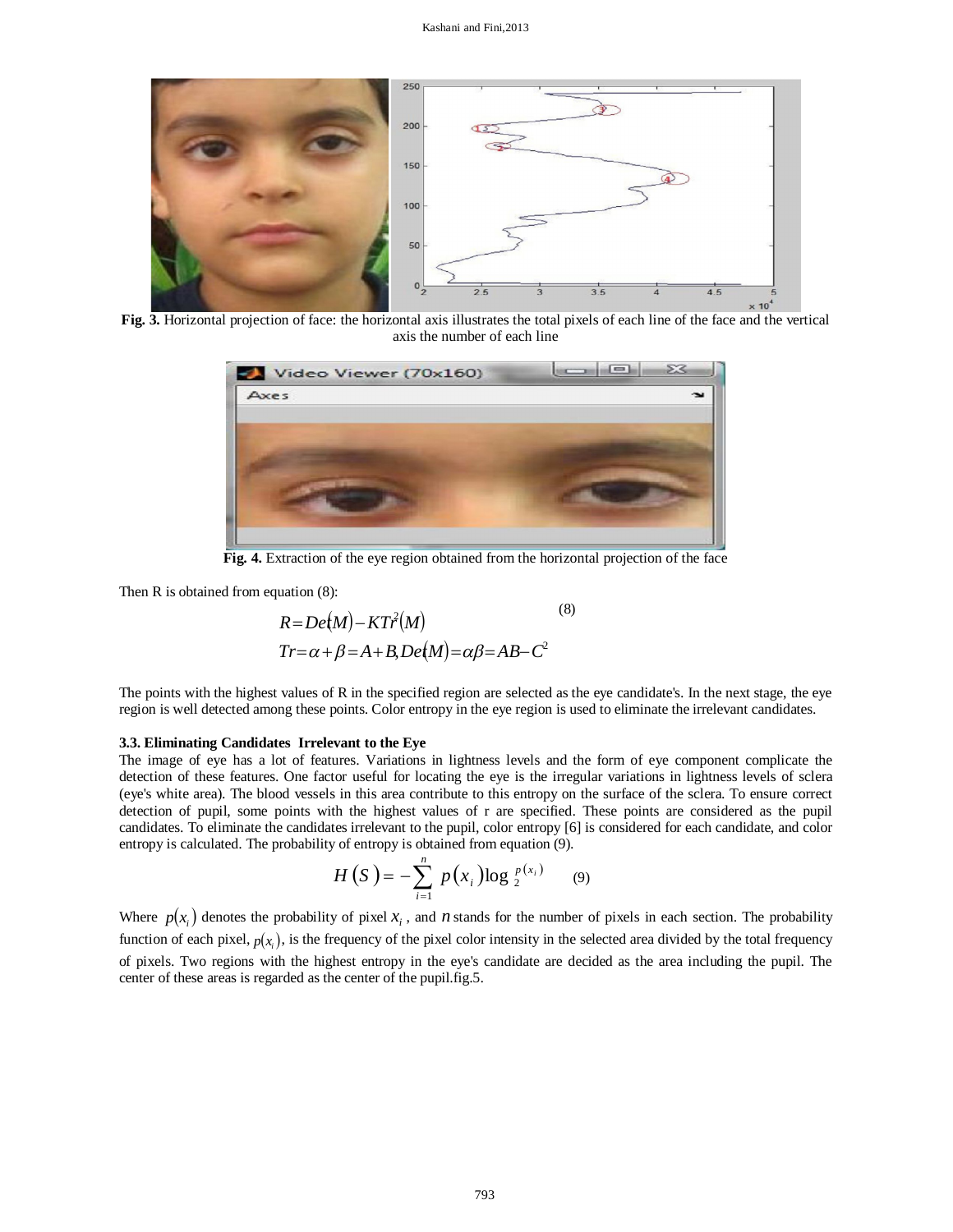Fig. 3. Horizontal projection of face: the horizontal axis illustrates the total pixels of each line of the face and the vertical axis the number of each line

Fig. 4. Extraction of the eye region obtained from the horizontal projection of the face

Then R is obtained from equation (8):

$$R = Det(M) - KTr^2(M) \tag{8}$$

$$Tr = \alpha + \beta = A + B, Det(M) = \alpha\beta = AB - C^2$$

The points with the highest values of R in the specified region are selected as the eye candidate's. In the next stage, the eye region is well detected among these points. Color entropy in the eye region is used to eliminate the irrelevant candidates.

### 3.3. Eliminating Candidates Irrelevant to the Eye

The image of eye has a lot of features. Variations in lightness levels and the form of eye component complicate the detection of these features. One factor useful for locating the eye is the irregular variations in lightness levels of sclera (eye's white area). The blood vessels in this area contribute to this entropy on the surface of the sclera. To ensure correct detection of pupil, some points with the highest values of r are specified. These points are considered as the pupil candidates. To eliminate the candidates irrelevant to the pupil, color entropy [6] is considered for each candidate, and color entropy is calculated. The probability of entropy is obtained from equation (9).

$$H(S) = -\sum_{i=1}^{n} p(x_i) \log_2^{p(x_i)} \tag{9}$$

Where $p(x_i)$ denotes the probability of pixel $x_i$, and $n$ stands for the number of pixels in each section. The probability function of each pixel, $p(x_i)$, is the frequency of the pixel color intensity in the selected area divided by the total frequency of pixels. Two regions with the highest entropy in the eye's candidate are decided as the area including the pupil. The center of these areas is regarded as the center of the pupil.fig.5.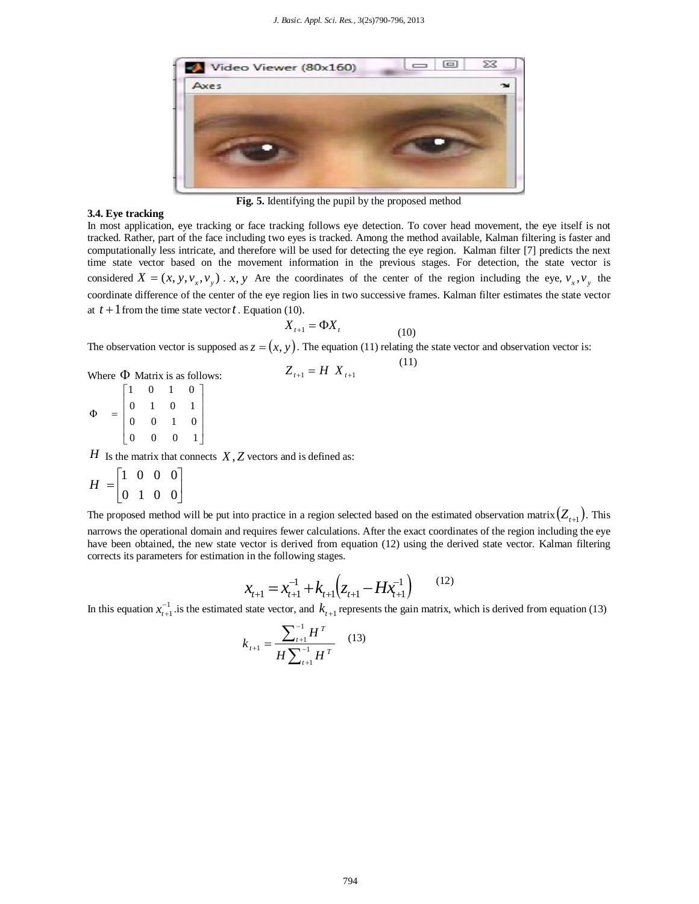**Fig. 5.** Identifying the pupil by the proposed method

### 3.4. Eye tracking

In most application, eye tracking or face tracking follows eye detection. To cover head movement, the eye itself is not tracked. Rather, part of the face including two eyes is tracked. Among the method available, Kalman filtering is faster and computationally less intricate, and therefore will be used for detecting the eye region. Kalman filter [7] predicts the next time state vector based on the movement information in the previous stages. For detection, the state vector is considered $X = (x, y, v_x, v_y)$ . $x, y$ Are the coordinates of the center of the region including the eye, $v_x, v_y$ the coordinate difference of the center of the eye region lies in two successive frames. Kalman filter estimates the state vector at $t+1$ from the time state vector $t$. Equation (10).

$$X_{t+1} = \Phi X_t \tag{10}$$

The observation vector is supposed as $z = (x, y)$. The equation (11) relating the state vector and observation vector is:

$$Z_{t+1} = H \; X_{t+1} \tag{11}$$

Where $\Phi$ Matrix is as follows:

$$\Phi = \begin{bmatrix} 1 & 0 & 1 & 0 \\ 0 & 1 & 0 & 1 \\ 0 & 0 & 1 & 0 \\ 0 & 0 & 0 & 1 \end{bmatrix}$$

$H$ Is the matrix that connects $X, Z$ vectors and is defined as:

$$H = \begin{bmatrix} 1 & 0 & 0 & 0 \\ 0 & 1 & 0 & 0 \end{bmatrix}$$

The proposed method will be put into practice in a region selected based on the estimated observation matrix $(Z_{t+1})$. This narrows the operational domain and requires fewer calculations. After the exact coordinates of the region including the eye have been obtained, the new state vector is derived from equation (12) using the derived state vector. Kalman filtering corrects its parameters for estimation in the following stages.

$$x_{t+1} = x_{t+1}^{-1} + k_{t+1}\left(z_{t+1} - Hx_{t+1}^{-1}\right) \tag{12}$$

In this equation $x_{t+1}^{-1}$ .is the estimated state vector, and $k_{t+1}$ represents the gain matrix, which is derived from equation (13)

$$k_{t+1} = \frac{\sum_{t+1}^{-1} H^T}{H \sum_{t+1}^{-1} H^T} \tag{13}$$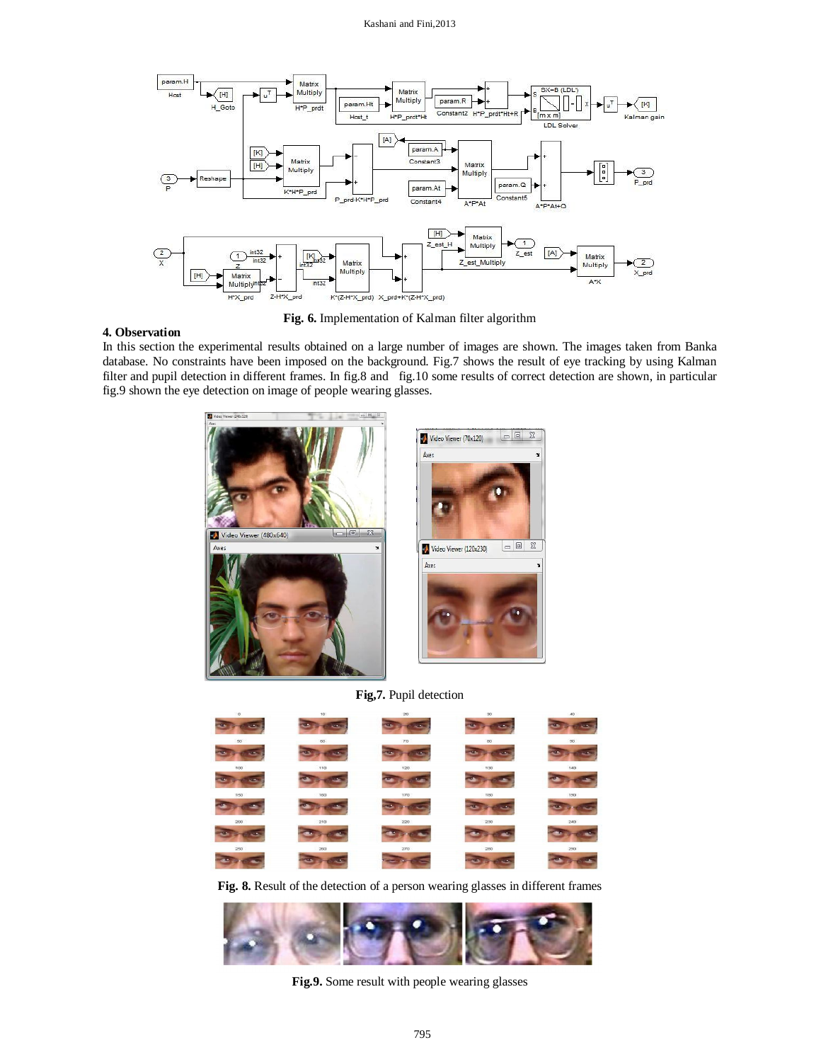**Fig. 6.** Implementation of Kalman filter algorithm

### 4. Observation

In this section the experimental results obtained on a large number of images are shown. The images taken from Banka database. No constraints have been imposed on the background. Fig.7 shows the result of eye tracking by using Kalman filter and pupil detection in different frames. In fig.8 and fig.10 some results of correct detection are shown, in particular fig.9 shown the eye detection on image of people wearing glasses.

**Fig,7.** Pupil detection

**Fig. 8.** Result of the detection of a person wearing glasses in different frames

**Fig.9.** Some result with people wearing glasses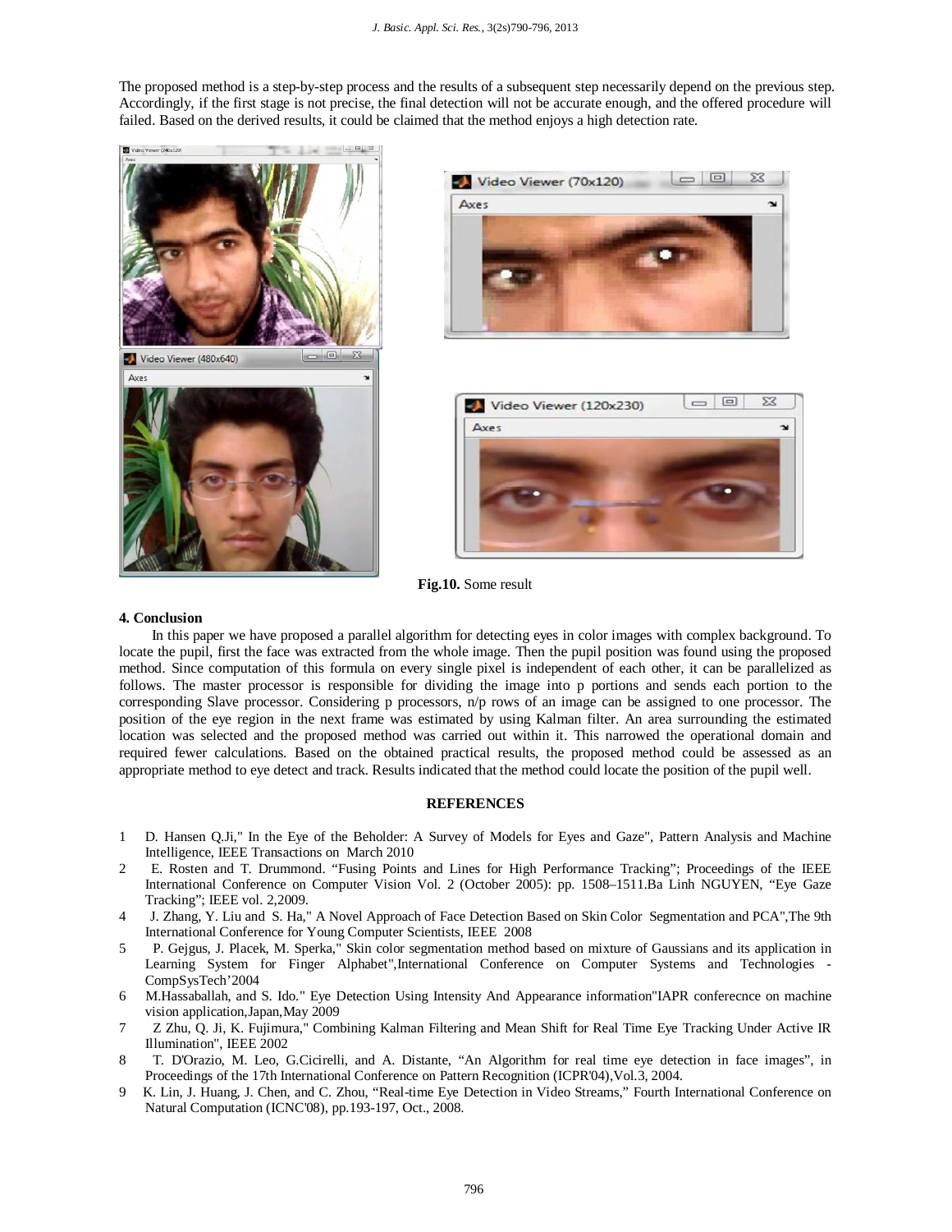The proposed method is a step-by-step process and the results of a subsequent step necessarily depend on the previous step. Accordingly, if the first stage is not precise, the final detection will not be accurate enough, and the offered procedure will failed. Based on the derived results, it could be claimed that the method enjoys a high detection rate.

**Fig.10.** Some result

## 4. Conclusion

In this paper we have proposed a parallel algorithm for detecting eyes in color images with complex background. To locate the pupil, first the face was extracted from the whole image. Then the pupil position was found using the proposed method. Since computation of this formula on every single pixel is independent of each other, it can be parallelized as follows. The master processor is responsible for dividing the image into p portions and sends each portion to the corresponding Slave processor. Considering p processors, n/p rows of an image can be assigned to one processor. The position of the eye region in the next frame was estimated by using Kalman filter. An area surrounding the estimated location was selected and the proposed method was carried out within it. This narrowed the operational domain and required fewer calculations. Based on the obtained practical results, the proposed method could be assessed as an appropriate method to eye detect and track. Results indicated that the method could locate the position of the pupil well.

## REFERENCES

1 D. Hansen Q.Ji," In the Eye of the Beholder: A Survey of Models for Eyes and Gaze", Pattern Analysis and Machine Intelligence, IEEE Transactions on March 2010

2 E. Rosten and T. Drummond. "Fusing Points and Lines for High Performance Tracking"; Proceedings of the IEEE International Conference on Computer Vision Vol. 2 (October 2005): pp. 1508–1511.Ba Linh NGUYEN, "Eye Gaze Tracking"; IEEE vol. 2,2009.

4 J. Zhang, Y. Liu and S. Ha," A Novel Approach of Face Detection Based on Skin Color Segmentation and PCA",The 9th International Conference for Young Computer Scientists, IEEE 2008

5 P. Gejgus, J. Placek, M. Sperka," Skin color segmentation method based on mixture of Gaussians and its application in Learning System for Finger Alphabet",International Conference on Computer Systems and Technologies - CompSysTech'2004

6 M.Hassaballah, and S. Ido." Eye Detection Using Intensity And Appearance information"IAPR conferecnce on machine vision application,Japan,May 2009

7 Z Zhu, Q. Ji, K. Fujimura," Combining Kalman Filtering and Mean Shift for Real Time Eye Tracking Under Active IR Illumination", IEEE 2002

8 T. D'Orazio, M. Leo, G.Cicirelli, and A. Distante, "An Algorithm for real time eye detection in face images", in Proceedings of the 17th International Conference on Pattern Recognition (ICPR'04),Vol.3, 2004.

9 K. Lin, J. Huang, J. Chen, and C. Zhou, "Real-time Eye Detection in Video Streams," Fourth International Conference on Natural Computation (ICNC'08), pp.193-197, Oct., 2008.